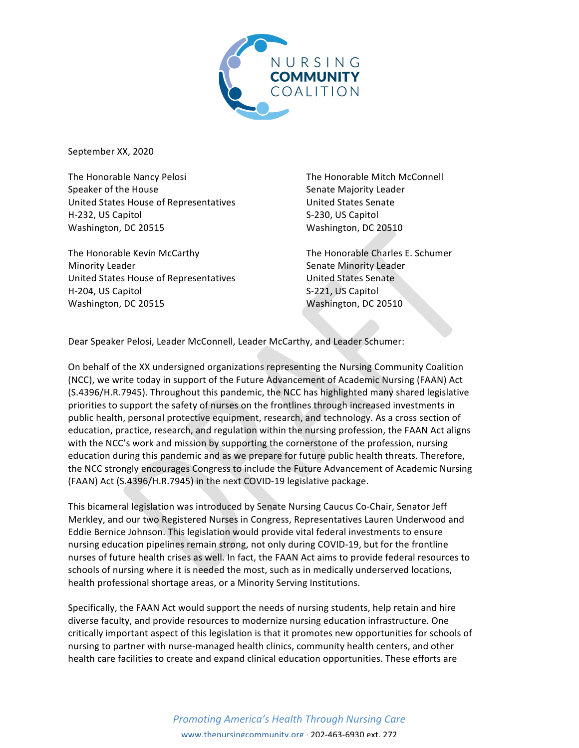NURSING
**COMMUNITY**
COALITION

September XX, 2020

The Honorable Nancy Pelosi
Speaker of the House
United States House of Representatives
H-232, US Capitol
Washington, DC 20515

The Honorable Mitch McConnell
Senate Majority Leader
United States Senate
S-230, US Capitol
Washington, DC 20510

The Honorable Kevin McCarthy
Minority Leader
United States House of Representatives
H-204, US Capitol
Washington, DC 20515

The Honorable Charles E. Schumer
Senate Minority Leader
United States Senate
S-221, US Capitol
Washington, DC 20510

Dear Speaker Pelosi, Leader McConnell, Leader McCarthy, and Leader Schumer:

On behalf of the XX undersigned organizations representing the Nursing Community Coalition (NCC), we write today in support of the Future Advancement of Academic Nursing (FAAN) Act (S.4396/H.R.7945). Throughout this pandemic, the NCC has highlighted many shared legislative priorities to support the safety of nurses on the frontlines through increased investments in public health, personal protective equipment, research, and technology. As a cross section of education, practice, research, and regulation within the nursing profession, the FAAN Act aligns with the NCC's work and mission by supporting the cornerstone of the profession, nursing education during this pandemic and as we prepare for future public health threats. Therefore, the NCC strongly encourages Congress to include the Future Advancement of Academic Nursing (FAAN) Act (S.4396/H.R.7945) in the next COVID-19 legislative package.

This bicameral legislation was introduced by Senate Nursing Caucus Co-Chair, Senator Jeff Merkley, and our two Registered Nurses in Congress, Representatives Lauren Underwood and Eddie Bernice Johnson. This legislation would provide vital federal investments to ensure nursing education pipelines remain strong, not only during COVID-19, but for the frontline nurses of future health crises as well. In fact, the FAAN Act aims to provide federal resources to schools of nursing where it is needed the most, such as in medically underserved locations, health professional shortage areas, or a Minority Serving Institutions.

Specifically, the FAAN Act would support the needs of nursing students, help retain and hire diverse faculty, and provide resources to modernize nursing education infrastructure. One critically important aspect of this legislation is that it promotes new opportunities for schools of nursing to partner with nurse-managed health clinics, community health centers, and other health care facilities to create and expand clinical education opportunities. These efforts are

*Promoting America's Health Through Nursing Care*

www.thenursingcommunity.org · 202-463-6930 ext. 272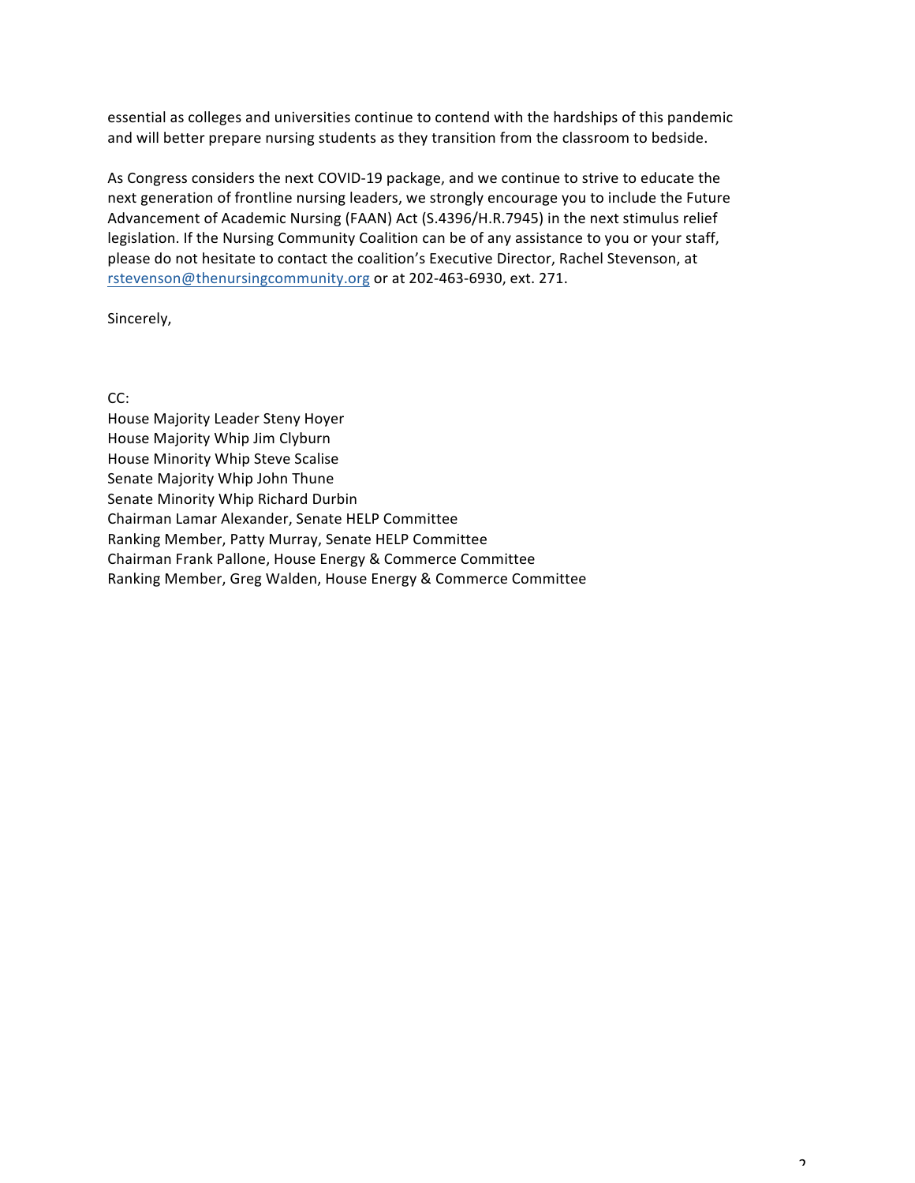essential as colleges and universities continue to contend with the hardships of this pandemic and will better prepare nursing students as they transition from the classroom to bedside.

As Congress considers the next COVID-19 package, and we continue to strive to educate the next generation of frontline nursing leaders, we strongly encourage you to include the Future Advancement of Academic Nursing (FAAN) Act (S.4396/H.R.7945) in the next stimulus relief legislation. If the Nursing Community Coalition can be of any assistance to you or your staff, please do not hesitate to contact the coalition's Executive Director, Rachel Stevenson, at rstevenson@thenursingcommunity.org or at 202-463-6930, ext. 271.

Sincerely,

CC:
House Majority Leader Steny Hoyer
House Majority Whip Jim Clyburn
House Minority Whip Steve Scalise
Senate Majority Whip John Thune
Senate Minority Whip Richard Durbin
Chairman Lamar Alexander, Senate HELP Committee
Ranking Member, Patty Murray, Senate HELP Committee
Chairman Frank Pallone, House Energy & Commerce Committee
Ranking Member, Greg Walden, House Energy & Commerce Committee